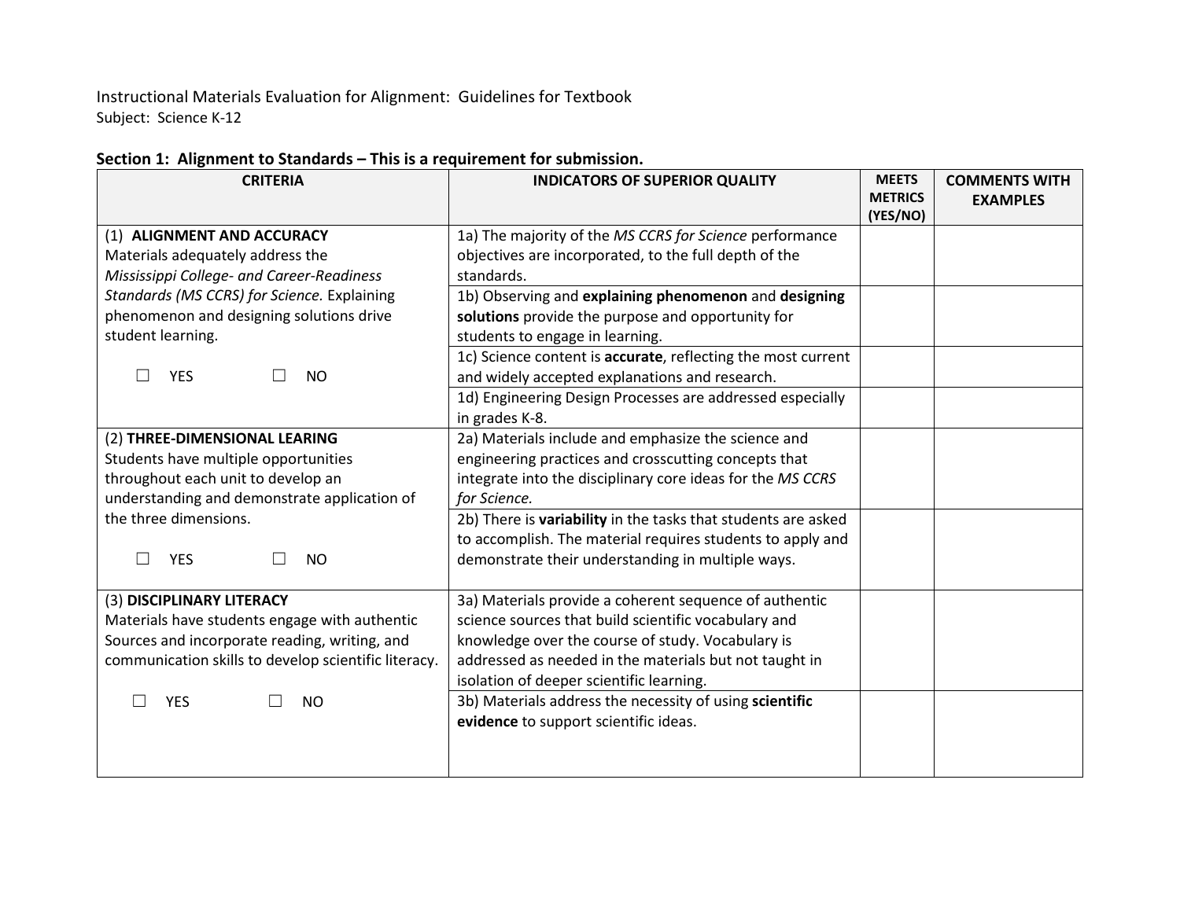Instructional Materials Evaluation for Alignment: Guidelines for Textbook

Subject: Science K-12

**Section 1: Alignment to Standards – This is a requirement for submission.**

| CRITERIA | INDICATORS OF SUPERIOR QUALITY | MEETS METRICS (YES/NO) | COMMENTS WITH EXAMPLES |
|---|---|---|---|
| (1) **ALIGNMENT AND ACCURACY** Materials adequately address the *Mississippi College- and Career-Readiness Standards (MS CCRS) for Science.* Explaining phenomenon and designing solutions drive student learning. ☐ YES ☐ NO | 1a) The majority of the *MS CCRS for Science* performance objectives are incorporated, to the full depth of the standards. | | |
| | 1b) Observing and **explaining phenomenon** and **designing solutions** provide the purpose and opportunity for students to engage in learning. | | |
| | 1c) Science content is **accurate**, reflecting the most current and widely accepted explanations and research. | | |
| | 1d) Engineering Design Processes are addressed especially in grades K-8. | | |
| (2) **THREE-DIMENSIONAL LEARING** Students have multiple opportunities throughout each unit to develop an understanding and demonstrate application of the three dimensions. ☐ YES ☐ NO | 2a) Materials include and emphasize the science and engineering practices and crosscutting concepts that integrate into the disciplinary core ideas for the *MS CCRS for Science.* | | |
| | 2b) There is **variability** in the tasks that students are asked to accomplish. The material requires students to apply and demonstrate their understanding in multiple ways. | | |
| (3) **DISCIPLINARY LITERACY** Materials have students engage with authentic Sources and incorporate reading, writing, and communication skills to develop scientific literacy. ☐ YES ☐ NO | 3a) Materials provide a coherent sequence of authentic science sources that build scientific vocabulary and knowledge over the course of study. Vocabulary is addressed as needed in the materials but not taught in isolation of deeper scientific learning. | | |
| | 3b) Materials address the necessity of using **scientific evidence** to support scientific ideas. | | |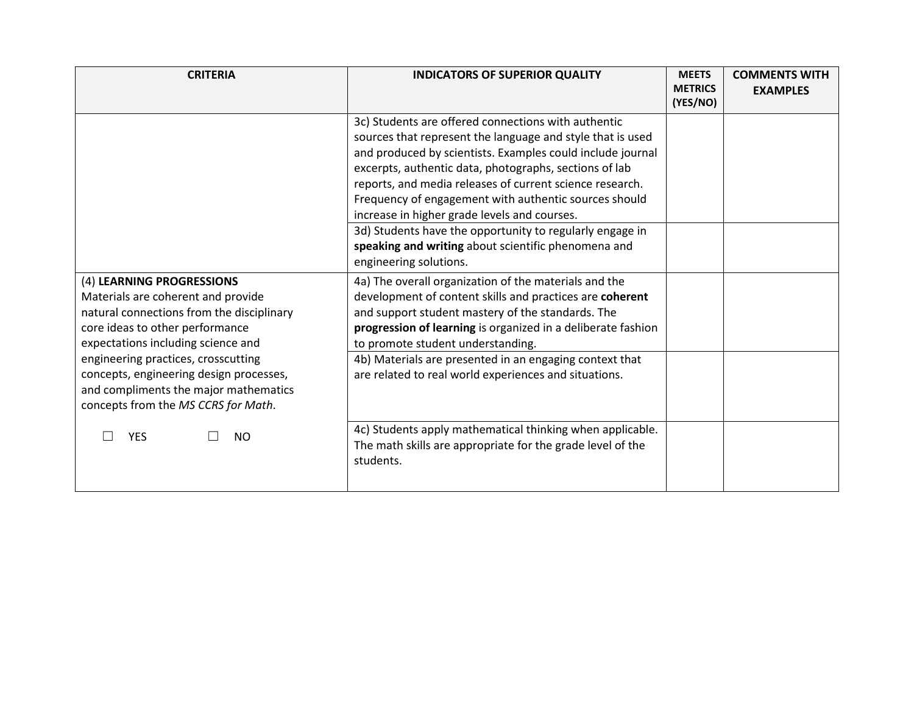| CRITERIA | INDICATORS OF SUPERIOR QUALITY | MEETS METRICS (YES/NO) | COMMENTS WITH EXAMPLES |
|---|---|---|---|
| | 3c) Students are offered connections with authentic sources that represent the language and style that is used and produced by scientists. Examples could include journal excerpts, authentic data, photographs, sections of lab reports, and media releases of current science research. Frequency of engagement with authentic sources should increase in higher grade levels and courses. | | |
| | 3d) Students have the opportunity to regularly engage in **speaking and writing** about scientific phenomena and engineering solutions. | | |
| (4) **LEARNING PROGRESSIONS** Materials are coherent and provide natural connections from the disciplinary core ideas to other performance expectations including science and engineering practices, crosscutting concepts, engineering design processes, and compliments the major mathematics concepts from the *MS CCRS for Math*. ☐ YES ☐ NO | 4a) The overall organization of the materials and the development of content skills and practices are **coherent** and support student mastery of the standards. The **progression of learning** is organized in a deliberate fashion to promote student understanding. | | |
| | 4b) Materials are presented in an engaging context that are related to real world experiences and situations. | | |
| | 4c) Students apply mathematical thinking when applicable. The math skills are appropriate for the grade level of the students. | | |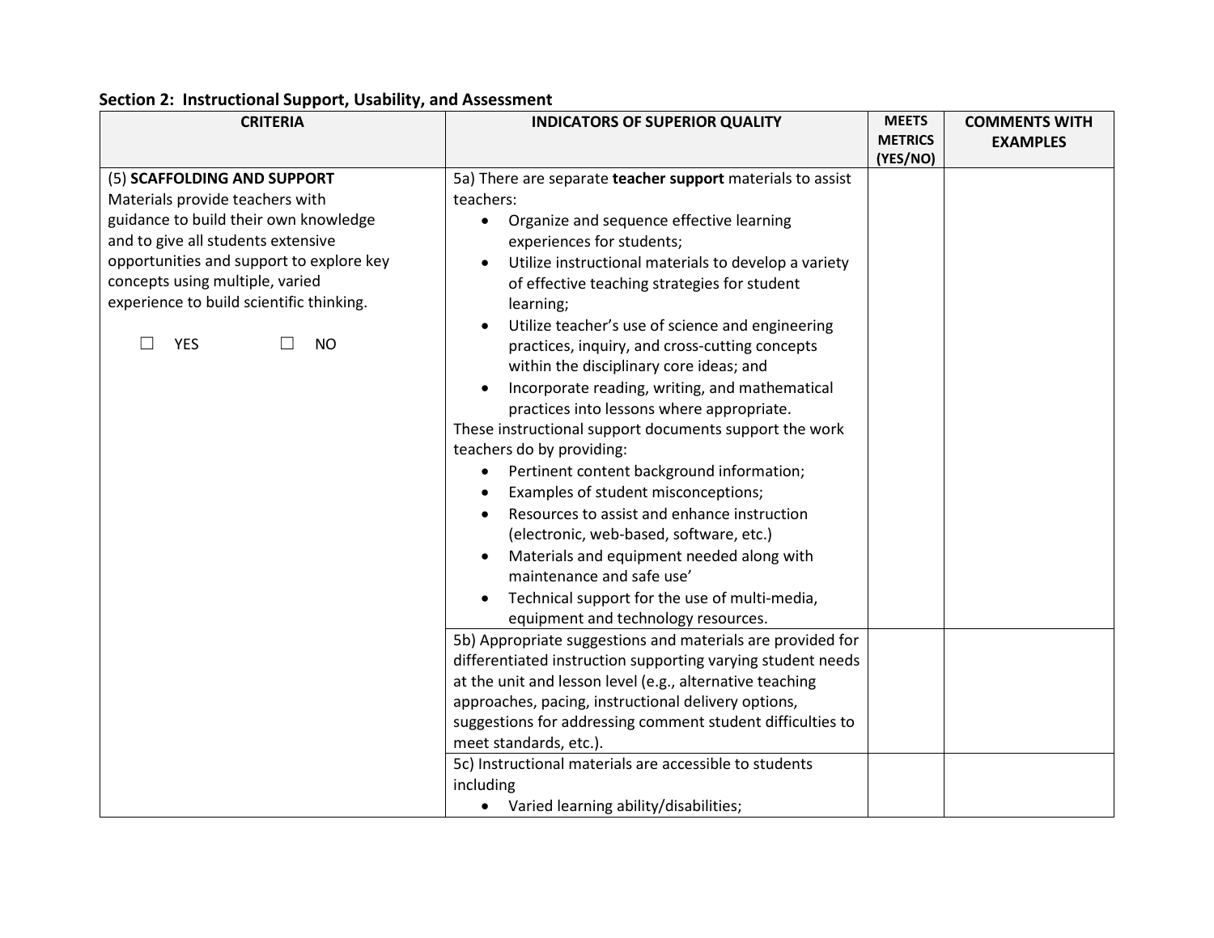**Section 2: Instructional Support, Usability, and Assessment**

| CRITERIA | INDICATORS OF SUPERIOR QUALITY | MEETS METRICS (YES/NO) | COMMENTS WITH EXAMPLES |
|---|---|---|---|
| (5) **SCAFFOLDING AND SUPPORT** Materials provide teachers with guidance to build their own knowledge and to give all students extensive opportunities and support to explore key concepts using multiple, varied experience to build scientific thinking. <br><br> ☐ YES ☐ NO | 5a) There are separate **teacher support** materials to assist teachers: <br>• Organize and sequence effective learning experiences for students; <br>• Utilize instructional materials to develop a variety of effective teaching strategies for student learning; <br>• Utilize teacher's use of science and engineering practices, inquiry, and cross-cutting concepts within the disciplinary core ideas; and <br>• Incorporate reading, writing, and mathematical practices into lessons where appropriate. <br>These instructional support documents support the work teachers do by providing: <br>• Pertinent content background information; <br>• Examples of student misconceptions; <br>• Resources to assist and enhance instruction (electronic, web-based, software, etc.) <br>• Materials and equipment needed along with maintenance and safe use' <br>• Technical support for the use of multi-media, equipment and technology resources. | | |
| | 5b) Appropriate suggestions and materials are provided for differentiated instruction supporting varying student needs at the unit and lesson level (e.g., alternative teaching approaches, pacing, instructional delivery options, suggestions for addressing comment student difficulties to meet standards, etc.). | | |
| | 5c) Instructional materials are accessible to students including <br>• Varied learning ability/disabilities; | | |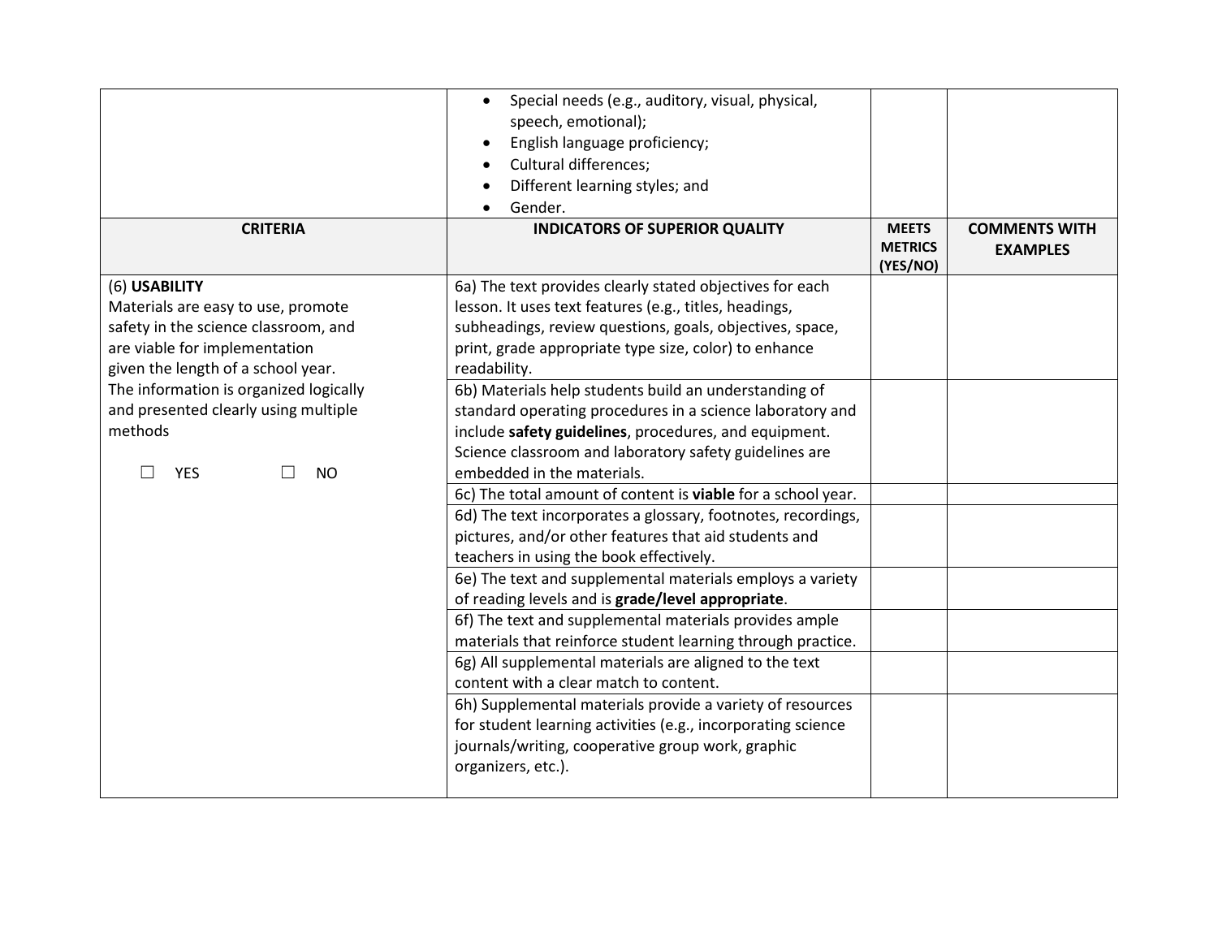| | | | |
|---|---|---|---|
| | <ul><li>Special needs (e.g., auditory, visual, physical, speech, emotional);</li><li>English language proficiency;</li><li>Cultural differences;</li><li>Different learning styles; and</li><li>Gender.</li></ul> | | |

| CRITERIA | INDICATORS OF SUPERIOR QUALITY | MEETS METRICS (YES/NO) | COMMENTS WITH EXAMPLES |
|---|---|---|---|
| (6) **USABILITY**<br>Materials are easy to use, promote safety in the science classroom, and are viable for implementation given the length of a school year. The information is organized logically and presented clearly using multiple methods<br><br>☐ YES ☐ NO | 6a) The text provides clearly stated objectives for each lesson. It uses text features (e.g., titles, headings, subheadings, review questions, goals, objectives, space, print, grade appropriate type size, color) to enhance readability. | | |
| | 6b) Materials help students build an understanding of standard operating procedures in a science laboratory and include **safety guidelines**, procedures, and equipment. Science classroom and laboratory safety guidelines are embedded in the materials. | | |
| | 6c) The total amount of content is **viable** for a school year. | | |
| | 6d) The text incorporates a glossary, footnotes, recordings, pictures, and/or other features that aid students and teachers in using the book effectively. | | |
| | 6e) The text and supplemental materials employs a variety of reading levels and is **grade/level appropriate**. | | |
| | 6f) The text and supplemental materials provides ample materials that reinforce student learning through practice. | | |
| | 6g) All supplemental materials are aligned to the text content with a clear match to content. | | |
| | 6h) Supplemental materials provide a variety of resources for student learning activities (e.g., incorporating science journals/writing, cooperative group work, graphic organizers, etc.). | | |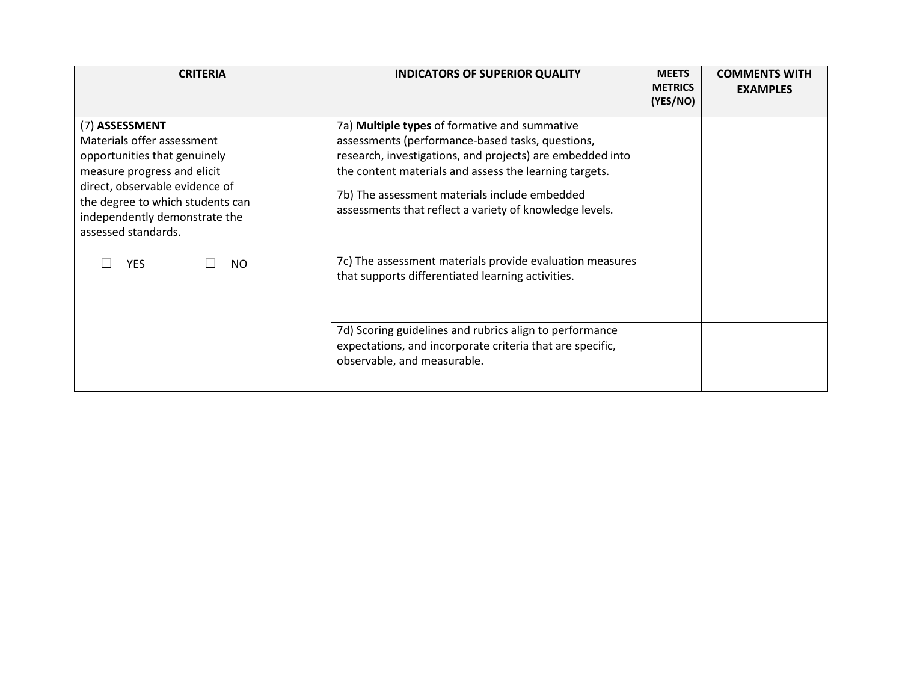| CRITERIA | INDICATORS OF SUPERIOR QUALITY | MEETS METRICS (YES/NO) | COMMENTS WITH EXAMPLES |
|---|---|---|---|
| (7) **ASSESSMENT** Materials offer assessment opportunities that genuinely measure progress and elicit direct, observable evidence of the degree to which students can independently demonstrate the assessed standards. ☐ YES ☐ NO | 7a) **Multiple types** of formative and summative assessments (performance-based tasks, questions, research, investigations, and projects) are embedded into the content materials and assess the learning targets. | | |
| | 7b) The assessment materials include embedded assessments that reflect a variety of knowledge levels. | | |
| | 7c) The assessment materials provide evaluation measures that supports differentiated learning activities. | | |
| | 7d) Scoring guidelines and rubrics align to performance expectations, and incorporate criteria that are specific, observable, and measurable. | | |